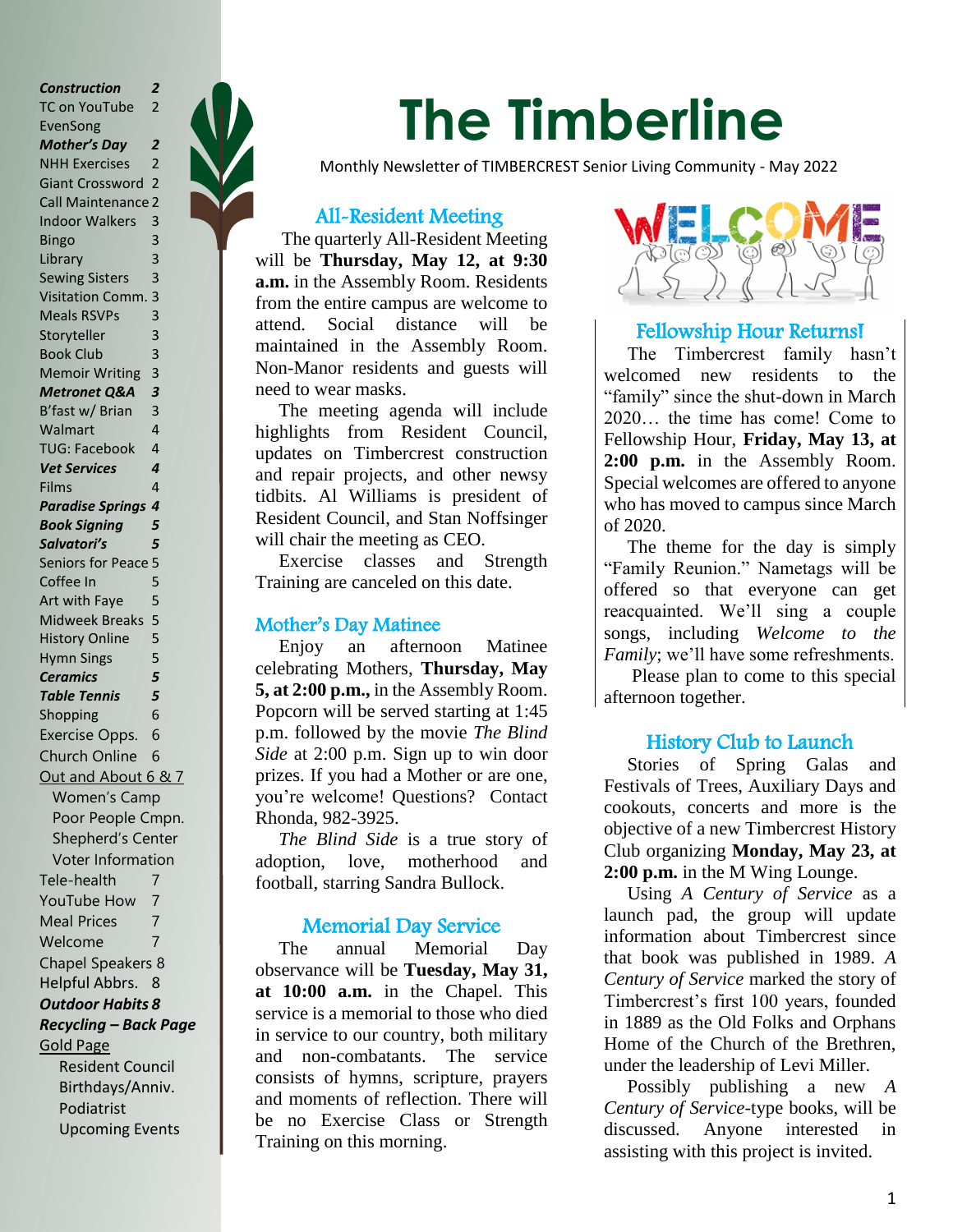# The Timberline

Monthly Newsletter of TIMBERCREST Senior Living Community - May 2022

| | |
|---|---|
| ***Construction*** | ***2*** |
| TC on YouTube | 2 |
| EvenSong | |
| ***Mother's Day*** | ***2*** |
| NHH Exercises | 2 |
| Giant Crossword | 2 |
| Call Maintenance | 2 |
| Indoor Walkers | 3 |
| Bingo | 3 |
| Library | 3 |
| Sewing Sisters | 3 |
| Visitation Comm. | 3 |
| Meals RSVPs | 3 |
| Storyteller | 3 |
| Book Club | 3 |
| Memoir Writing | 3 |
| ***Metronet Q&A*** | ***3*** |
| B'fast w/ Brian | 3 |
| Walmart | 4 |
| TUG: Facebook | 4 |
| ***Vet Services*** | ***4*** |
| Films | 4 |
| ***Paradise Springs*** | ***4*** |
| ***Book Signing*** | ***5*** |
| ***Salvatori's*** | ***5*** |
| Seniors for Peace | 5 |
| Coffee In | 5 |
| Art with Faye | 5 |
| Midweek Breaks | 5 |
| History Online | 5 |
| Hymn Sings | 5 |
| ***Ceramics*** | ***5*** |
| ***Table Tennis*** | ***5*** |
| Shopping | 6 |
| Exercise Opps. | 6 |
| Church Online | 6 |
| Out and About | 6 & 7 |
| Women's Camp | |
| Poor People Cmpn. | |
| Shepherd's Center | |
| Voter Information | |
| Tele-health | 7 |
| YouTube How | 7 |
| Meal Prices | 7 |
| Welcome | 7 |
| Chapel Speakers | 8 |
| Helpful Abbrs. | 8 |
| ***Outdoor Habits*** | ***8*** |
| ***Recycling – Back Page*** | |
| Gold Page | |
| Resident Council | |
| Birthdays/Anniv. | |
| Podiatrist | |
| Upcoming Events | |

## All-Resident Meeting

The quarterly All-Resident Meeting will be **Thursday, May 12, at 9:30 a.m.** in the Assembly Room. Residents from the entire campus are welcome to attend. Social distance will be maintained in the Assembly Room. Non-Manor residents and guests will need to wear masks.

The meeting agenda will include highlights from Resident Council, updates on Timbercrest construction and repair projects, and other newsy tidbits. Al Williams is president of Resident Council, and Stan Noffsinger will chair the meeting as CEO.

Exercise classes and Strength Training are canceled on this date.

## Mother's Day Matinee

Enjoy an afternoon Matinee celebrating Mothers, **Thursday, May 5, at 2:00 p.m.,** in the Assembly Room. Popcorn will be served starting at 1:45 p.m. followed by the movie *The Blind Side* at 2:00 p.m. Sign up to win door prizes. If you had a Mother or are one, you're welcome! Questions? Contact Rhonda, 982-3925.

*The Blind Side* is a true story of adoption, love, motherhood and football, starring Sandra Bullock.

## Memorial Day Service

The annual Memorial Day observance will be **Tuesday, May 31, at 10:00 a.m.** in the Chapel. This service is a memorial to those who died in service to our country, both military and non-combatants. The service consists of hymns, scripture, prayers and moments of reflection. There will be no Exercise Class or Strength Training on this morning.

WELCOME

## Fellowship Hour Returns!

The Timbercrest family hasn't welcomed new residents to the "family" since the shut-down in March 2020… the time has come! Come to Fellowship Hour, **Friday, May 13, at 2:00 p.m.** in the Assembly Room. Special welcomes are offered to anyone who has moved to campus since March of 2020.

The theme for the day is simply "Family Reunion." Nametags will be offered so that everyone can get reacquainted. We'll sing a couple songs, including *Welcome to the Family*; we'll have some refreshments.

Please plan to come to this special afternoon together.

## History Club to Launch

Stories of Spring Galas and Festivals of Trees, Auxiliary Days and cookouts, concerts and more is the objective of a new Timbercrest History Club organizing **Monday, May 23, at 2:00 p.m.** in the M Wing Lounge.

Using *A Century of Service* as a launch pad, the group will update information about Timbercrest since that book was published in 1989. *A Century of Service* marked the story of Timbercrest's first 100 years, founded in 1889 as the Old Folks and Orphans Home of the Church of the Brethren, under the leadership of Levi Miller.

Possibly publishing a new *A Century of Service*-type books, will be discussed. Anyone interested in assisting with this project is invited.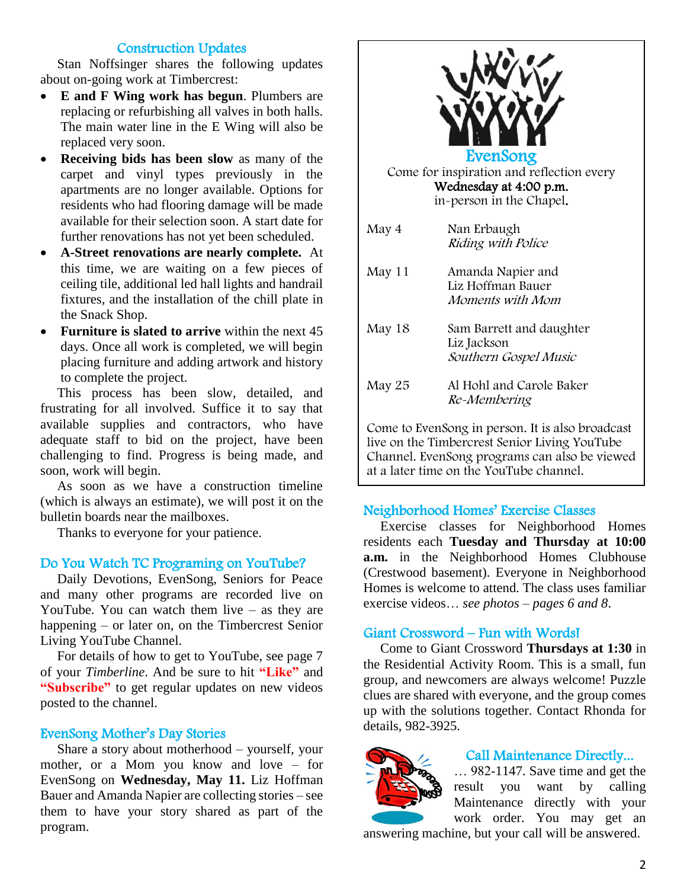## Construction Updates

Stan Noffsinger shares the following updates about on-going work at Timbercrest:

- **E and F Wing work has begun**. Plumbers are replacing or refurbishing all valves in both halls. The main water line in the E Wing will also be replaced very soon.
- **Receiving bids has been slow** as many of the carpet and vinyl types previously in the apartments are no longer available. Options for residents who had flooring damage will be made available for their selection soon. A start date for further renovations has not yet been scheduled.
- **A-Street renovations are nearly complete.** At this time, we are waiting on a few pieces of ceiling tile, additional led hall lights and handrail fixtures, and the installation of the chill plate in the Snack Shop.
- **Furniture is slated to arrive** within the next 45 days. Once all work is completed, we will begin placing furniture and adding artwork and history to complete the project.

This process has been slow, detailed, and frustrating for all involved. Suffice it to say that available supplies and contractors, who have adequate staff to bid on the project, have been challenging to find. Progress is being made, and soon, work will begin.

As soon as we have a construction timeline (which is always an estimate), we will post it on the bulletin boards near the mailboxes.

Thanks to everyone for your patience.

## Do You Watch TC Programing on YouTube?

Daily Devotions, EvenSong, Seniors for Peace and many other programs are recorded live on YouTube. You can watch them live – as they are happening – or later on, on the Timbercrest Senior Living YouTube Channel.

For details of how to get to YouTube, see page 7 of your *Timberline*. And be sure to hit **"Like"** and **"Subscribe"** to get regular updates on new videos posted to the channel.

## EvenSong Mother's Day Stories

Share a story about motherhood – yourself, your mother, or a Mom you know and love – for EvenSong on **Wednesday, May 11.** Liz Hoffman Bauer and Amanda Napier are collecting stories – see them to have your story shared as part of the program.

## EvenSong

Come for inspiration and reflection every
**Wednesday at 4:00 p.m.**
in-person in the Chapel.

| Date | Presenter / Program |
|---|---|
| May 4 | Nan Erbaugh<br>*Riding with Police* |
| May 11 | Amanda Napier and Liz Hoffman Bauer<br>*Moments with Mom* |
| May 18 | Sam Barrett and daughter Liz Jackson<br>*Southern Gospel Music* |
| May 25 | Al Hohl and Carole Baker<br>*Re-Membering* |

Come to EvenSong in person. It is also broadcast live on the Timbercrest Senior Living YouTube Channel. EvenSong programs can also be viewed at a later time on the YouTube channel.

## Neighborhood Homes' Exercise Classes

Exercise classes for Neighborhood Homes residents each **Tuesday and Thursday at 10:00 a.m.** in the Neighborhood Homes Clubhouse (Crestwood basement). Everyone in Neighborhood Homes is welcome to attend. The class uses familiar exercise videos… *see photos – pages 6 and 8*.

## Giant Crossword – Fun with Words!

Come to Giant Crossword **Thursdays at 1:30** in the Residential Activity Room. This is a small, fun group, and newcomers are always welcome! Puzzle clues are shared with everyone, and the group comes up with the solutions together. Contact Rhonda for details, 982-3925.

## Call Maintenance Directly...

… 982-1147. Save time and get the result you want by calling Maintenance directly with your work order. You may get an answering machine, but your call will be answered.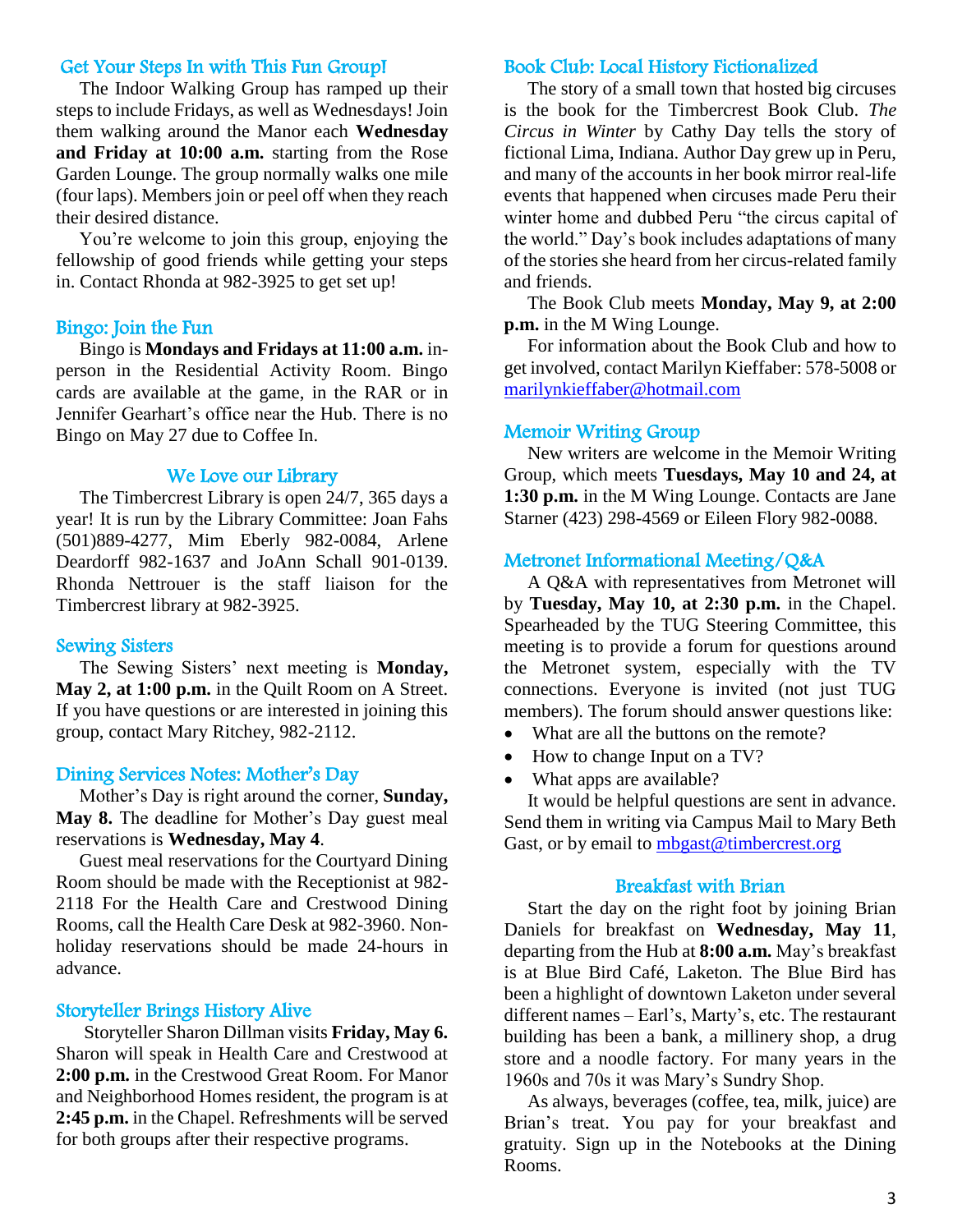## Get Your Steps In with This Fun Group!

The Indoor Walking Group has ramped up their steps to include Fridays, as well as Wednesdays! Join them walking around the Manor each **Wednesday and Friday at 10:00 a.m.** starting from the Rose Garden Lounge. The group normally walks one mile (four laps). Members join or peel off when they reach their desired distance.

You're welcome to join this group, enjoying the fellowship of good friends while getting your steps in. Contact Rhonda at 982-3925 to get set up!

## Bingo: Join the Fun

Bingo is **Mondays and Fridays at 11:00 a.m.** in-person in the Residential Activity Room. Bingo cards are available at the game, in the RAR or in Jennifer Gearhart's office near the Hub. There is no Bingo on May 27 due to Coffee In.

## We Love our Library

The Timbercrest Library is open 24/7, 365 days a year! It is run by the Library Committee: Joan Fahs (501)889-4277, Mim Eberly 982-0084, Arlene Deardorff 982-1637 and JoAnn Schall 901-0139. Rhonda Nettrouer is the staff liaison for the Timbercrest library at 982-3925.

## Sewing Sisters

The Sewing Sisters' next meeting is **Monday, May 2, at 1:00 p.m.** in the Quilt Room on A Street. If you have questions or are interested in joining this group, contact Mary Ritchey, 982-2112.

## Dining Services Notes: Mother's Day

Mother's Day is right around the corner, **Sunday, May 8.** The deadline for Mother's Day guest meal reservations is **Wednesday, May 4**.

Guest meal reservations for the Courtyard Dining Room should be made with the Receptionist at 982-2118 For the Health Care and Crestwood Dining Rooms, call the Health Care Desk at 982-3960. Non-holiday reservations should be made 24-hours in advance.

## Storyteller Brings History Alive

Storyteller Sharon Dillman visits **Friday, May 6.** Sharon will speak in Health Care and Crestwood at **2:00 p.m.** in the Crestwood Great Room. For Manor and Neighborhood Homes resident, the program is at **2:45 p.m.** in the Chapel. Refreshments will be served for both groups after their respective programs.

## Book Club: Local History Fictionalized

The story of a small town that hosted big circuses is the book for the Timbercrest Book Club. *The Circus in Winter* by Cathy Day tells the story of fictional Lima, Indiana. Author Day grew up in Peru, and many of the accounts in her book mirror real-life events that happened when circuses made Peru their winter home and dubbed Peru "the circus capital of the world." Day's book includes adaptations of many of the stories she heard from her circus-related family and friends.

The Book Club meets **Monday, May 9, at 2:00 p.m.** in the M Wing Lounge.

For information about the Book Club and how to get involved, contact Marilyn Kieffaber: 578-5008 or marilynkieffaber@hotmail.com

## Memoir Writing Group

New writers are welcome in the Memoir Writing Group, which meets **Tuesdays, May 10 and 24, at 1:30 p.m.** in the M Wing Lounge. Contacts are Jane Starner (423) 298-4569 or Eileen Flory 982-0088.

## Metronet Informational Meeting/Q&A

A Q&A with representatives from Metronet will by **Tuesday, May 10, at 2:30 p.m.** in the Chapel. Spearheaded by the TUG Steering Committee, this meeting is to provide a forum for questions around the Metronet system, especially with the TV connections. Everyone is invited (not just TUG members). The forum should answer questions like:

- What are all the buttons on the remote?
- How to change Input on a TV?
- What apps are available?

It would be helpful questions are sent in advance. Send them in writing via Campus Mail to Mary Beth Gast, or by email to mbgast@timbercrest.org

## Breakfast with Brian

Start the day on the right foot by joining Brian Daniels for breakfast on **Wednesday, May 11**, departing from the Hub at **8:00 a.m.** May's breakfast is at Blue Bird Café, Laketon. The Blue Bird has been a highlight of downtown Laketon under several different names – Earl's, Marty's, etc. The restaurant building has been a bank, a millinery shop, a drug store and a noodle factory. For many years in the 1960s and 70s it was Mary's Sundry Shop.

As always, beverages (coffee, tea, milk, juice) are Brian's treat. You pay for your breakfast and gratuity. Sign up in the Notebooks at the Dining Rooms.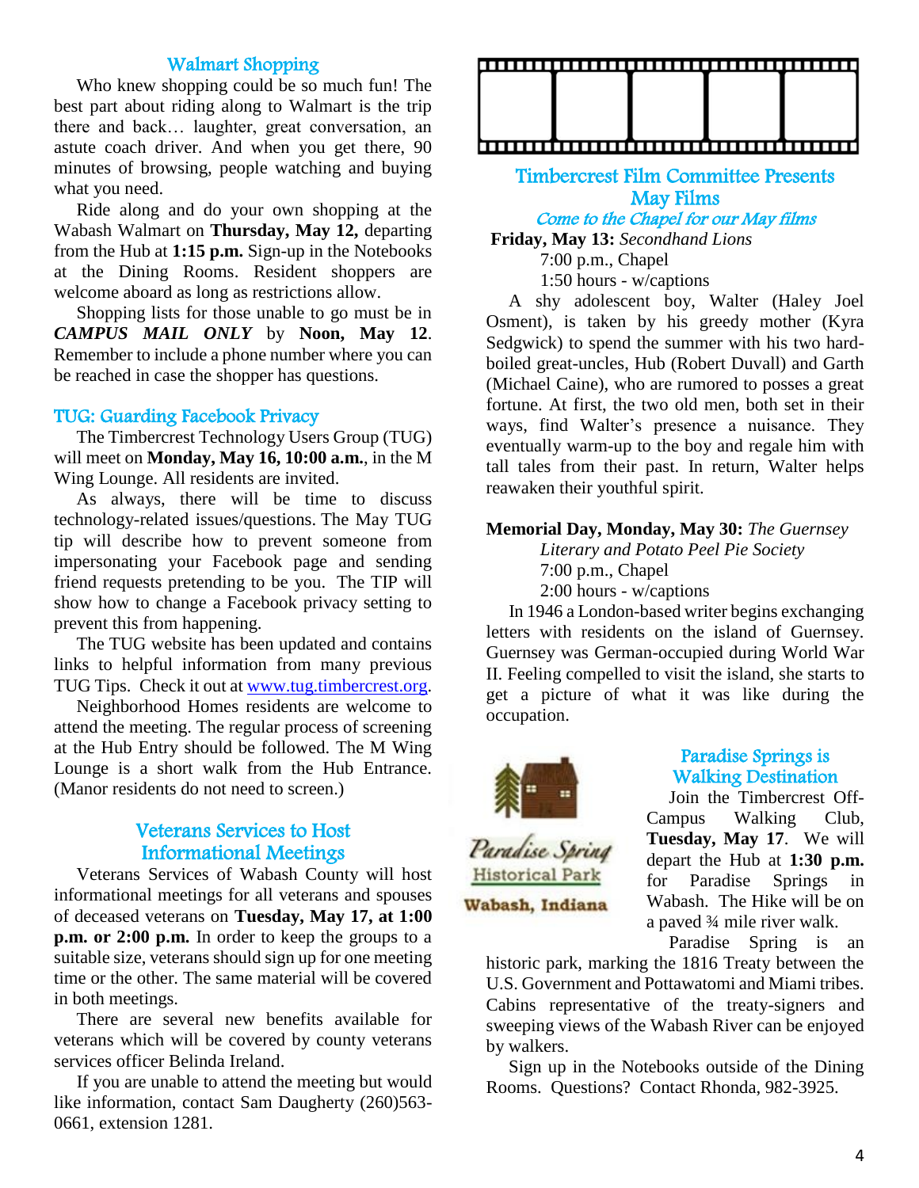## Walmart Shopping

Who knew shopping could be so much fun! The best part about riding along to Walmart is the trip there and back… laughter, great conversation, an astute coach driver. And when you get there, 90 minutes of browsing, people watching and buying what you need.

Ride along and do your own shopping at the Wabash Walmart on **Thursday, May 12,** departing from the Hub at **1:15 p.m.** Sign-up in the Notebooks at the Dining Rooms. Resident shoppers are welcome aboard as long as restrictions allow.

Shopping lists for those unable to go must be in ***CAMPUS MAIL ONLY*** by **Noon, May 12**. Remember to include a phone number where you can be reached in case the shopper has questions.

## TUG: Guarding Facebook Privacy

The Timbercrest Technology Users Group (TUG) will meet on **Monday, May 16, 10:00 a.m.**, in the M Wing Lounge. All residents are invited.

As always, there will be time to discuss technology-related issues/questions. The May TUG tip will describe how to prevent someone from impersonating your Facebook page and sending friend requests pretending to be you. The TIP will show how to change a Facebook privacy setting to prevent this from happening.

The TUG website has been updated and contains links to helpful information from many previous TUG Tips. Check it out at www.tug.timbercrest.org.

Neighborhood Homes residents are welcome to attend the meeting. The regular process of screening at the Hub Entry should be followed. The M Wing Lounge is a short walk from the Hub Entrance. (Manor residents do not need to screen.)

## Veterans Services to Host Informational Meetings

Veterans Services of Wabash County will host informational meetings for all veterans and spouses of deceased veterans on **Tuesday, May 17, at 1:00 p.m. or 2:00 p.m.** In order to keep the groups to a suitable size, veterans should sign up for one meeting time or the other. The same material will be covered in both meetings.

There are several new benefits available for veterans which will be covered by county veterans services officer Belinda Ireland.

If you are unable to attend the meeting but would like information, contact Sam Daugherty (260)563-0661, extension 1281.

## Timbercrest Film Committee Presents May Films

*Come to the Chapel for our May films*

**Friday, May 13:** *Secondhand Lions*
7:00 p.m., Chapel
1:50 hours - w/captions

A shy adolescent boy, Walter (Haley Joel Osment), is taken by his greedy mother (Kyra Sedgwick) to spend the summer with his two hard-boiled great-uncles, Hub (Robert Duvall) and Garth (Michael Caine), who are rumored to posses a great fortune. At first, the two old men, both set in their ways, find Walter's presence a nuisance. They eventually warm-up to the boy and regale him with tall tales from their past. In return, Walter helps reawaken their youthful spirit.

**Memorial Day, Monday, May 30:** *The Guernsey Literary and Potato Peel Pie Society*
7:00 p.m., Chapel
2:00 hours - w/captions

In 1946 a London-based writer begins exchanging letters with residents on the island of Guernsey. Guernsey was German-occupied during World War II. Feeling compelled to visit the island, she starts to get a picture of what it was like during the occupation.

## Paradise Springs is Walking Destination

Paradise Spring Historical Park
Wabash, Indiana

Join the Timbercrest Off-Campus Walking Club, **Tuesday, May 17**. We will depart the Hub at **1:30 p.m.** for Paradise Springs in Wabash. The Hike will be on a paved ¾ mile river walk.

Paradise Spring is an historic park, marking the 1816 Treaty between the U.S. Government and Pottawatomi and Miami tribes. Cabins representative of the treaty-signers and sweeping views of the Wabash River can be enjoyed by walkers.

Sign up in the Notebooks outside of the Dining Rooms. Questions? Contact Rhonda, 982-3925.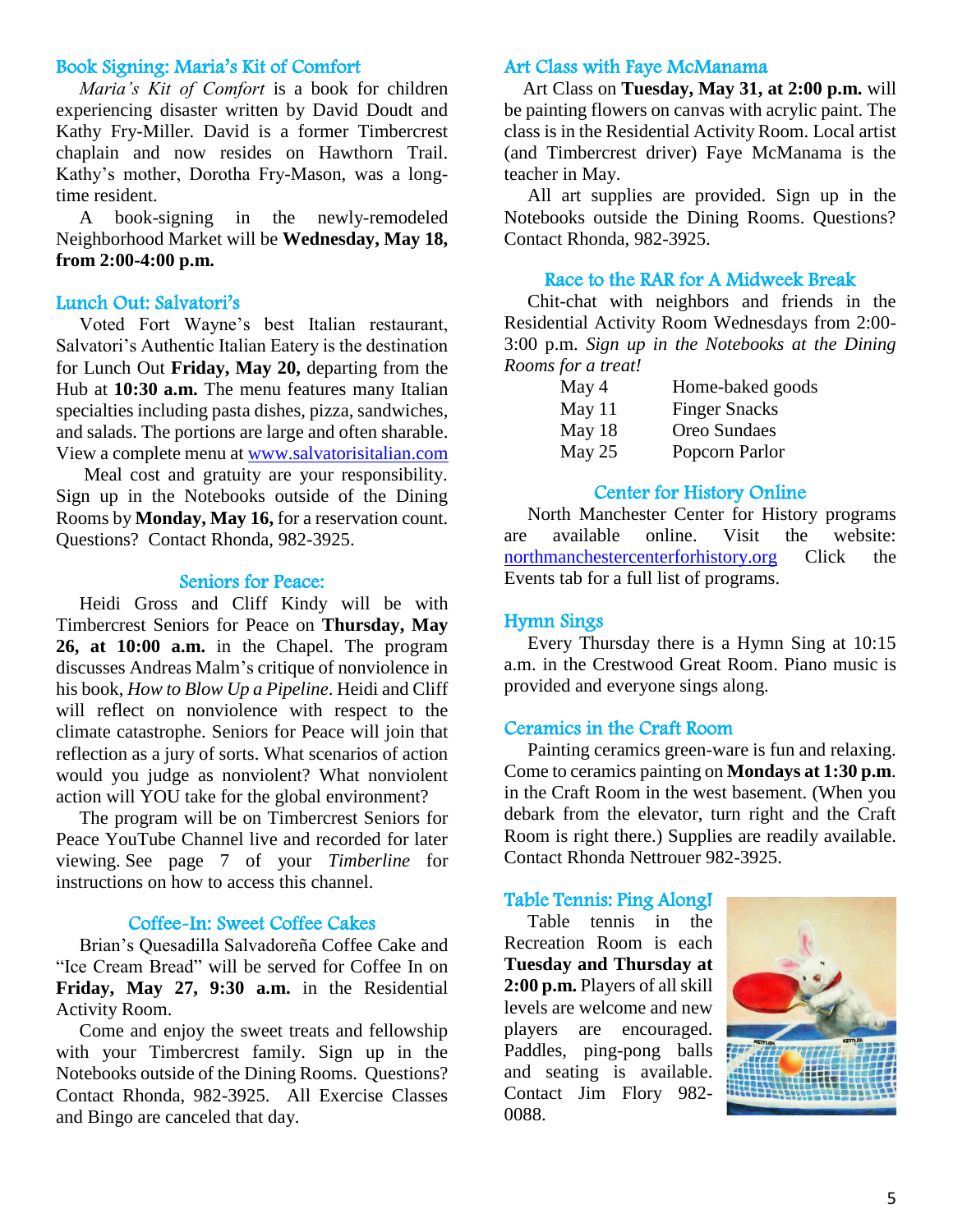## Book Signing: Maria's Kit of Comfort

*Maria's Kit of Comfort* is a book for children experiencing disaster written by David Doudt and Kathy Fry-Miller. David is a former Timbercrest chaplain and now resides on Hawthorn Trail. Kathy's mother, Dorotha Fry-Mason, was a long-time resident.

A book-signing in the newly-remodeled Neighborhood Market will be **Wednesday, May 18, from 2:00-4:00 p.m.**

## Lunch Out: Salvatori's

Voted Fort Wayne's best Italian restaurant, Salvatori's Authentic Italian Eatery is the destination for Lunch Out **Friday, May 20,** departing from the Hub at **10:30 a.m.** The menu features many Italian specialties including pasta dishes, pizza, sandwiches, and salads. The portions are large and often sharable. View a complete menu at www.salvatorisitalian.com

Meal cost and gratuity are your responsibility. Sign up in the Notebooks outside of the Dining Rooms by **Monday, May 16,** for a reservation count. Questions? Contact Rhonda, 982-3925.

## Seniors for Peace:

Heidi Gross and Cliff Kindy will be with Timbercrest Seniors for Peace on **Thursday, May 26, at 10:00 a.m.** in the Chapel. The program discusses Andreas Malm's critique of nonviolence in his book, *How to Blow Up a Pipeline*. Heidi and Cliff will reflect on nonviolence with respect to the climate catastrophe. Seniors for Peace will join that reflection as a jury of sorts. What scenarios of action would you judge as nonviolent? What nonviolent action will YOU take for the global environment?

The program will be on Timbercrest Seniors for Peace YouTube Channel live and recorded for later viewing. See page 7 of your *Timberline* for instructions on how to access this channel.

## Coffee-In: Sweet Coffee Cakes

Brian's Quesadilla Salvadoreña Coffee Cake and "Ice Cream Bread" will be served for Coffee In on **Friday, May 27, 9:30 a.m.** in the Residential Activity Room.

Come and enjoy the sweet treats and fellowship with your Timbercrest family. Sign up in the Notebooks outside of the Dining Rooms. Questions? Contact Rhonda, 982-3925. All Exercise Classes and Bingo are canceled that day.

## Art Class with Faye McManama

Art Class on **Tuesday, May 31, at 2:00 p.m.** will be painting flowers on canvas with acrylic paint. The class is in the Residential Activity Room. Local artist (and Timbercrest driver) Faye McManama is the teacher in May.

All art supplies are provided. Sign up in the Notebooks outside the Dining Rooms. Questions? Contact Rhonda, 982-3925.

## Race to the RAR for A Midweek Break

Chit-chat with neighbors and friends in the Residential Activity Room Wednesdays from 2:00-3:00 p.m. *Sign up in the Notebooks at the Dining Rooms for a treat!*

| | |
|---|---|
| May 4 | Home-baked goods |
| May 11 | Finger Snacks |
| May 18 | Oreo Sundaes |
| May 25 | Popcorn Parlor |

## Center for History Online

North Manchester Center for History programs are available online. Visit the website: northmanchestercenterforhistory.org Click the Events tab for a full list of programs.

## Hymn Sings

Every Thursday there is a Hymn Sing at 10:15 a.m. in the Crestwood Great Room. Piano music is provided and everyone sings along.

## Ceramics in the Craft Room

Painting ceramics green-ware is fun and relaxing. Come to ceramics painting on **Mondays at 1:30 p.m**. in the Craft Room in the west basement. (When you debark from the elevator, turn right and the Craft Room is right there.) Supplies are readily available. Contact Rhonda Nettrouer 982-3925.

## Table Tennis: Ping Along!

Table tennis in the Recreation Room is each **Tuesday and Thursday at 2:00 p.m.** Players of all skill levels are welcome and new players are encouraged. Paddles, ping-pong balls and seating is available. Contact Jim Flory 982-0088.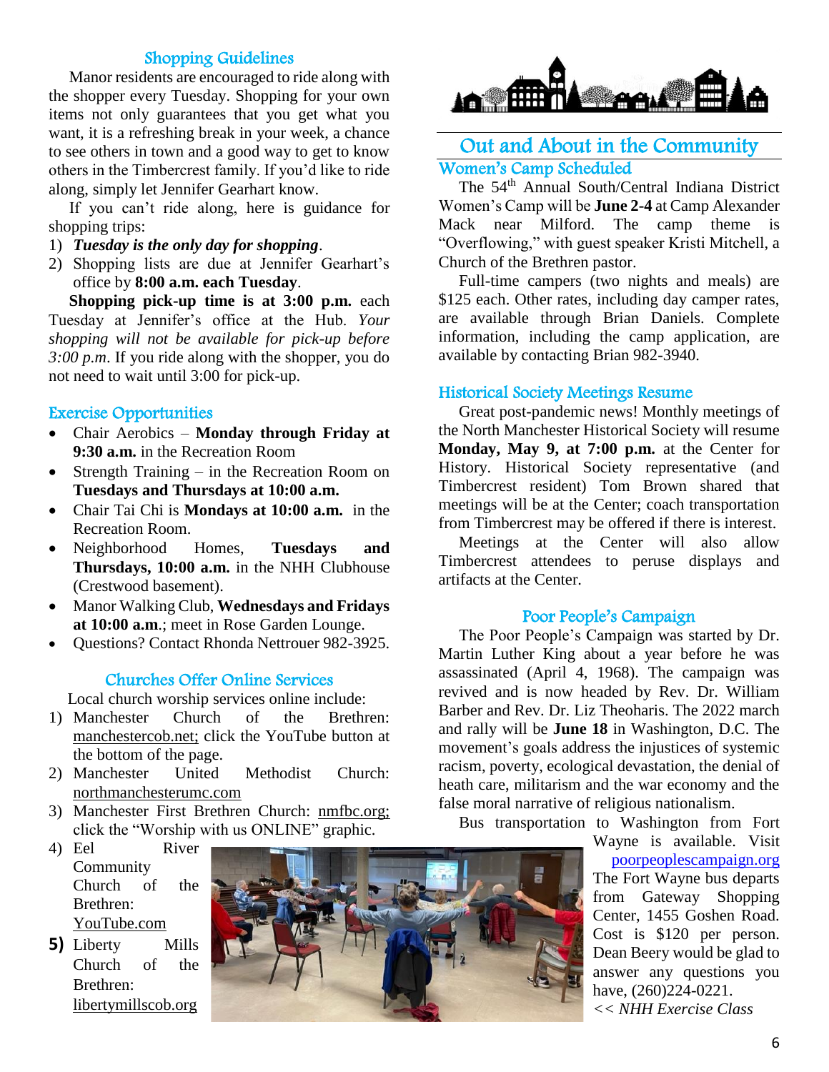## Shopping Guidelines

Manor residents are encouraged to ride along with the shopper every Tuesday. Shopping for your own items not only guarantees that you get what you want, it is a refreshing break in your week, a chance to see others in town and a good way to get to know others in the Timbercrest family. If you'd like to ride along, simply let Jennifer Gearhart know.

If you can't ride along, here is guidance for shopping trips:

1) ***Tuesday is the only day for shopping***.
2) Shopping lists are due at Jennifer Gearhart's office by **8:00 a.m. each Tuesday**.

**Shopping pick-up time is at 3:00 p.m.** each Tuesday at Jennifer's office at the Hub. *Your shopping will not be available for pick-up before 3:00 p.m*. If you ride along with the shopper, you do not need to wait until 3:00 for pick-up.

## Exercise Opportunities

- Chair Aerobics – **Monday through Friday at 9:30 a.m.** in the Recreation Room
- Strength Training – in the Recreation Room on **Tuesdays and Thursdays at 10:00 a.m.**
- Chair Tai Chi is **Mondays at 10:00 a.m.** in the Recreation Room.
- Neighborhood Homes, **Tuesdays and Thursdays, 10:00 a.m.** in the NHH Clubhouse (Crestwood basement).
- Manor Walking Club, **Wednesdays and Fridays at 10:00 a.m**.; meet in Rose Garden Lounge.
- Questions? Contact Rhonda Nettrouer 982-3925.

## Churches Offer Online Services

Local church worship services online include:

1) Manchester Church of the Brethren: manchestercob.net; click the YouTube button at the bottom of the page.
2) Manchester United Methodist Church: northmanchesterumc.com
3) Manchester First Brethren Church: nmfbc.org; click the "Worship with us ONLINE" graphic.
4) Eel River Community Church of the Brethren: YouTube.com
5) Liberty Mills Church of the Brethren: libertymillscob.org

# Out and About in the Community

## Women's Camp Scheduled

The 54th Annual South/Central Indiana District Women's Camp will be **June 2-4** at Camp Alexander Mack near Milford. The camp theme is "Overflowing," with guest speaker Kristi Mitchell, a Church of the Brethren pastor.

Full-time campers (two nights and meals) are $125 each. Other rates, including day camper rates, are available through Brian Daniels. Complete information, including the camp application, are available by contacting Brian 982-3940.

## Historical Society Meetings Resume

Great post-pandemic news! Monthly meetings of the North Manchester Historical Society will resume **Monday, May 9, at 7:00 p.m.** at the Center for History. Historical Society representative (and Timbercrest resident) Tom Brown shared that meetings will be at the Center; coach transportation from Timbercrest may be offered if there is interest.

Meetings at the Center will also allow Timbercrest attendees to peruse displays and artifacts at the Center.

## Poor People's Campaign

The Poor People's Campaign was started by Dr. Martin Luther King about a year before he was assassinated (April 4, 1968). The campaign was revived and is now headed by Rev. Dr. William Barber and Rev. Dr. Liz Theoharis. The 2022 march and rally will be **June 18** in Washington, D.C. The movement's goals address the injustices of systemic racism, poverty, ecological devastation, the denial of heath care, militarism and the war economy and the false moral narrative of religious nationalism.

Bus transportation to Washington from Fort Wayne is available. Visit poorpeoplescampaign.org The Fort Wayne bus departs from Gateway Shopping Center, 1455 Goshen Road. Cost is $120 per person. Dean Beery would be glad to answer any questions you have, (260)224-0221.

*<< NHH Exercise Class*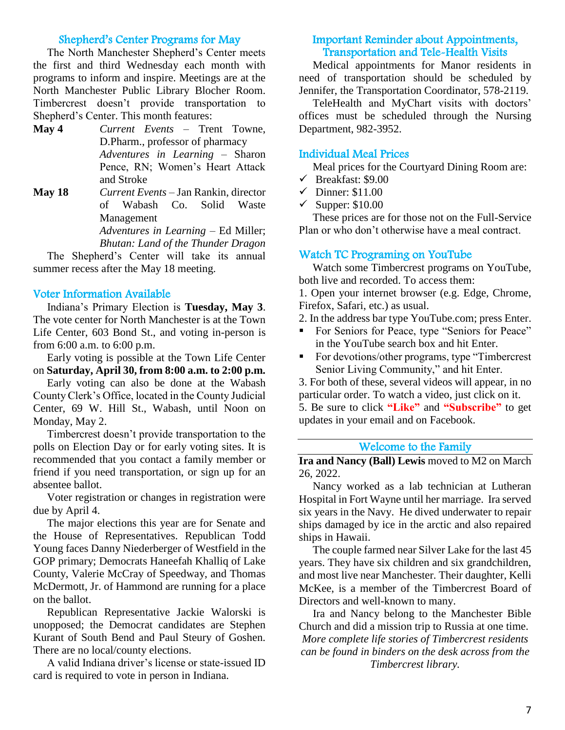## Shepherd's Center Programs for May

The North Manchester Shepherd's Center meets the first and third Wednesday each month with programs to inform and inspire. Meetings are at the North Manchester Public Library Blocher Room. Timbercrest doesn't provide transportation to Shepherd's Center. This month features:

**May 4** *Current Events* – Trent Towne, D.Pharm., professor of pharmacy
*Adventures in Learning* – Sharon Pence, RN; Women's Heart Attack and Stroke

**May 18** *Current Events* – Jan Rankin, director of Wabash Co. Solid Waste Management
*Adventures in Learning* – Ed Miller; *Bhutan: Land of the Thunder Dragon*

The Shepherd's Center will take its annual summer recess after the May 18 meeting.

## Voter Information Available

Indiana's Primary Election is **Tuesday, May 3**. The vote center for North Manchester is at the Town Life Center, 603 Bond St., and voting in-person is from 6:00 a.m. to 6:00 p.m.

Early voting is possible at the Town Life Center on **Saturday, April 30, from 8:00 a.m. to 2:00 p.m.**

Early voting can also be done at the Wabash County Clerk's Office, located in the County Judicial Center, 69 W. Hill St., Wabash, until Noon on Monday, May 2.

Timbercrest doesn't provide transportation to the polls on Election Day or for early voting sites. It is recommended that you contact a family member or friend if you need transportation, or sign up for an absentee ballot.

Voter registration or changes in registration were due by April 4.

The major elections this year are for Senate and the House of Representatives. Republican Todd Young faces Danny Niederberger of Westfield in the GOP primary; Democrats Haneefah Khalliq of Lake County, Valerie McCray of Speedway, and Thomas McDermott, Jr. of Hammond are running for a place on the ballot.

Republican Representative Jackie Walorski is unopposed; the Democrat candidates are Stephen Kurant of South Bend and Paul Steury of Goshen. There are no local/county elections.

A valid Indiana driver's license or state-issued ID card is required to vote in person in Indiana.

## Important Reminder about Appointments, Transportation and Tele-Health Visits

Medical appointments for Manor residents in need of transportation should be scheduled by Jennifer, the Transportation Coordinator, 578-2119.

TeleHealth and MyChart visits with doctors' offices must be scheduled through the Nursing Department, 982-3952.

## Individual Meal Prices

Meal prices for the Courtyard Dining Room are:

- ✓ Breakfast: $9.00
- ✓ Dinner: $11.00
- ✓ Supper: $10.00

These prices are for those not on the Full-Service Plan or who don't otherwise have a meal contract.

## Watch TC Programing on YouTube

Watch some Timbercrest programs on YouTube, both live and recorded. To access them:

1. Open your internet browser (e.g. Edge, Chrome, Firefox, Safari, etc.) as usual.
2. In the address bar type YouTube.com; press Enter.
   - For Seniors for Peace, type "Seniors for Peace" in the YouTube search box and hit Enter.
   - For devotions/other programs, type "Timbercrest Senior Living Community," and hit Enter.
3. For both of these, several videos will appear, in no particular order. To watch a video, just click on it.
5. Be sure to click **"Like"** and **"Subscribe"** to get updates in your email and on Facebook.

## Welcome to the Family

**Ira and Nancy (Ball) Lewis** moved to M2 on March 26, 2022.

Nancy worked as a lab technician at Lutheran Hospital in Fort Wayne until her marriage. Ira served six years in the Navy. He dived underwater to repair ships damaged by ice in the arctic and also repaired ships in Hawaii.

The couple farmed near Silver Lake for the last 45 years. They have six children and six grandchildren, and most live near Manchester. Their daughter, Kelli McKee, is a member of the Timbercrest Board of Directors and well-known to many.

Ira and Nancy belong to the Manchester Bible Church and did a mission trip to Russia at one time.

*More complete life stories of Timbercrest residents can be found in binders on the desk across from the Timbercrest library.*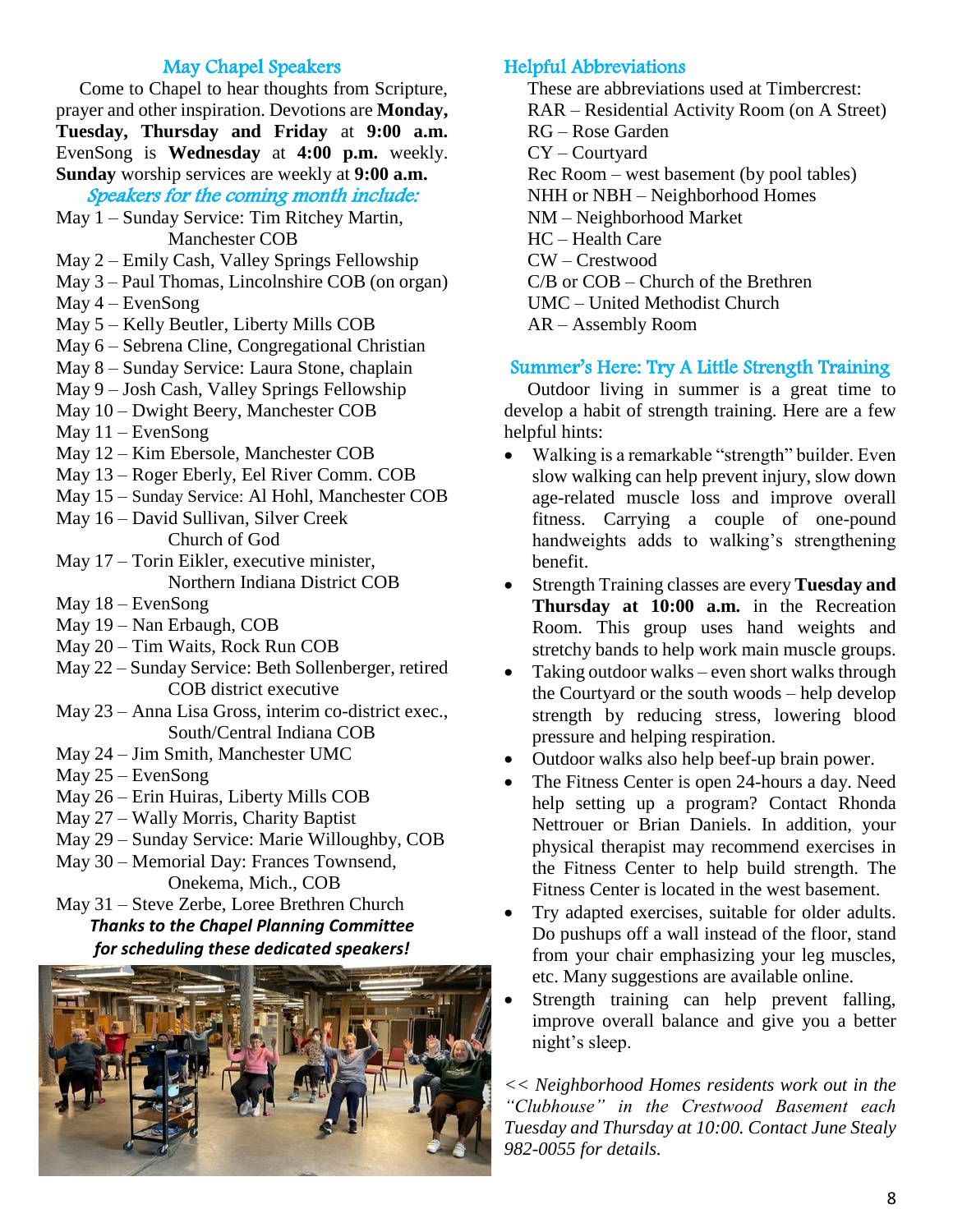## May Chapel Speakers

Come to Chapel to hear thoughts from Scripture, prayer and other inspiration. Devotions are **Monday, Tuesday, Thursday and Friday** at **9:00 a.m.** EvenSong is **Wednesday** at **4:00 p.m.** weekly. **Sunday** worship services are weekly at **9:00 a.m.**

### *Speakers for the coming month include:*

- May 1 – Sunday Service: Tim Ritchey Martin, Manchester COB
- May 2 – Emily Cash, Valley Springs Fellowship
- May 3 – Paul Thomas, Lincolnshire COB (on organ)
- May 4 – EvenSong
- May 5 – Kelly Beutler, Liberty Mills COB
- May 6 – Sebrena Cline, Congregational Christian
- May 8 – Sunday Service: Laura Stone, chaplain
- May 9 – Josh Cash, Valley Springs Fellowship
- May 10 – Dwight Beery, Manchester COB
- May 11 – EvenSong
- May 12 – Kim Ebersole, Manchester COB
- May 13 – Roger Eberly, Eel River Comm. COB
- May 15 – Sunday Service: Al Hohl, Manchester COB
- May 16 – David Sullivan, Silver Creek Church of God
- May 17 – Torin Eikler, executive minister, Northern Indiana District COB
- May 18 – EvenSong
- May 19 – Nan Erbaugh, COB
- May 20 – Tim Waits, Rock Run COB
- May 22 – Sunday Service: Beth Sollenberger, retired COB district executive
- May 23 – Anna Lisa Gross, interim co-district exec., South/Central Indiana COB
- May 24 – Jim Smith, Manchester UMC
- May 25 – EvenSong
- May 26 – Erin Huiras, Liberty Mills COB
- May 27 – Wally Morris, Charity Baptist
- May 29 – Sunday Service: Marie Willoughby, COB
- May 30 – Memorial Day: Frances Townsend, Onekema, Mich., COB
- May 31 – Steve Zerbe, Loree Brethren Church

***Thanks to the Chapel Planning Committee for scheduling these dedicated speakers!***

## Helpful Abbreviations

These are abbreviations used at Timbercrest:

RAR – Residential Activity Room (on A Street)
RG – Rose Garden
CY – Courtyard
Rec Room – west basement (by pool tables)
NHH or NBH – Neighborhood Homes
NM – Neighborhood Market
HC – Health Care
CW – Crestwood
C/B or COB – Church of the Brethren
UMC – United Methodist Church
AR – Assembly Room

## Summer's Here: Try A Little Strength Training

Outdoor living in summer is a great time to develop a habit of strength training. Here are a few helpful hints:

- Walking is a remarkable "strength" builder. Even slow walking can help prevent injury, slow down age-related muscle loss and improve overall fitness. Carrying a couple of one-pound handweights adds to walking's strengthening benefit.
- Strength Training classes are every **Tuesday and Thursday at 10:00 a.m.** in the Recreation Room. This group uses hand weights and stretchy bands to help work main muscle groups.
- Taking outdoor walks – even short walks through the Courtyard or the south woods – help develop strength by reducing stress, lowering blood pressure and helping respiration.
- Outdoor walks also help beef-up brain power.
- The Fitness Center is open 24-hours a day. Need help setting up a program? Contact Rhonda Nettrouer or Brian Daniels. In addition, your physical therapist may recommend exercises in the Fitness Center to help build strength. The Fitness Center is located in the west basement.
- Try adapted exercises, suitable for older adults. Do pushups off a wall instead of the floor, stand from your chair emphasizing your leg muscles, etc. Many suggestions are available online.
- Strength training can help prevent falling, improve overall balance and give you a better night's sleep.

*<< Neighborhood Homes residents work out in the "Clubhouse" in the Crestwood Basement each Tuesday and Thursday at 10:00. Contact June Stealy 982-0055 for details.*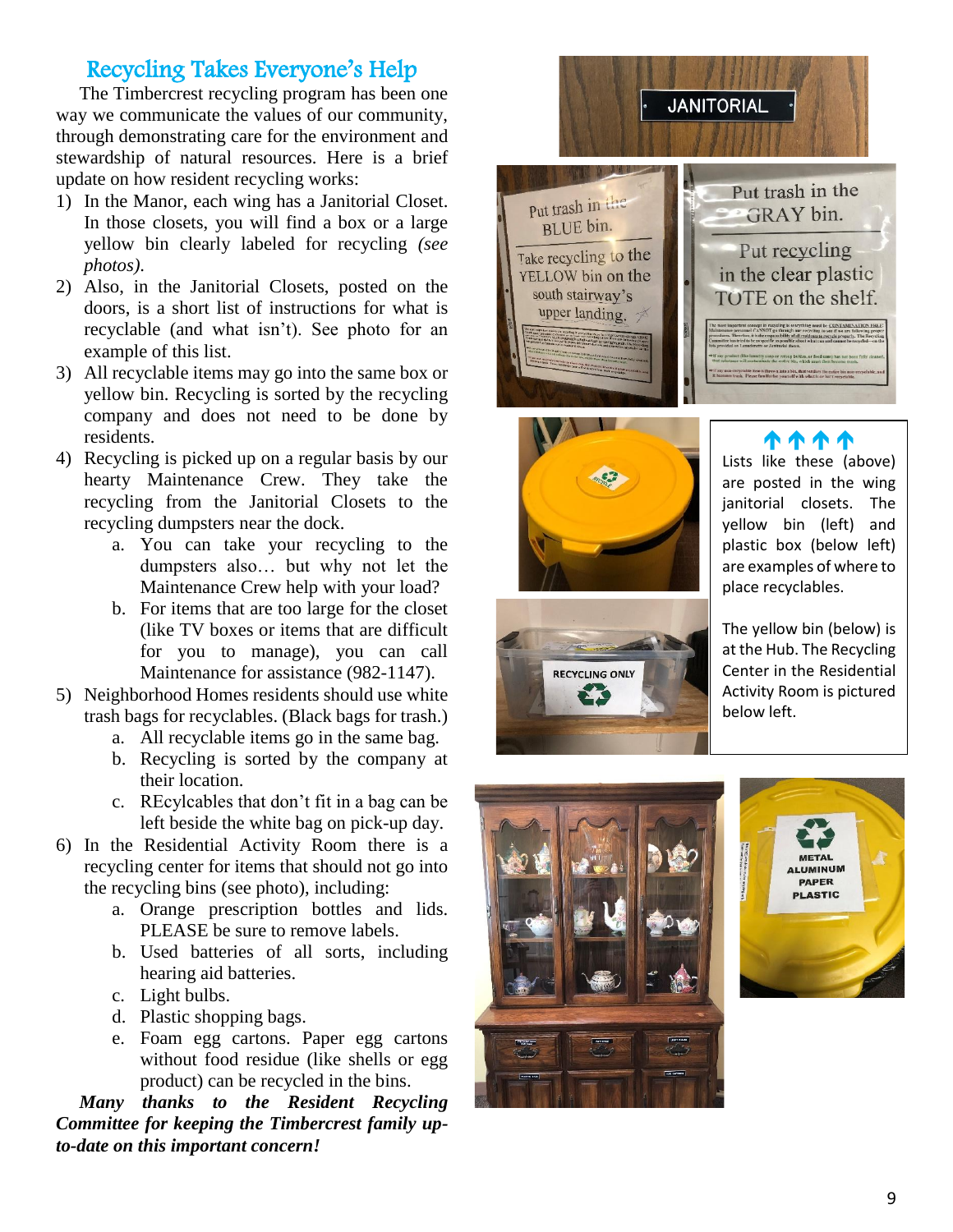# Recycling Takes Everyone's Help

The Timbercrest recycling program has been one way we communicate the values of our community, through demonstrating care for the environment and stewardship of natural resources. Here is a brief update on how resident recycling works:

1) In the Manor, each wing has a Janitorial Closet. In those closets, you will find a box or a large yellow bin clearly labeled for recycling *(see photos)*.
2) Also, in the Janitorial Closets, posted on the doors, is a short list of instructions for what is recyclable (and what isn't). See photo for an example of this list.
3) All recyclable items may go into the same box or yellow bin. Recycling is sorted by the recycling company and does not need to be done by residents.
4) Recycling is picked up on a regular basis by our hearty Maintenance Crew. They take the recycling from the Janitorial Closets to the recycling dumpsters near the dock.
    a. You can take your recycling to the dumpsters also… but why not let the Maintenance Crew help with your load?
    b. For items that are too large for the closet (like TV boxes or items that are difficult for you to manage), you can call Maintenance for assistance (982-1147).
5) Neighborhood Homes residents should use white trash bags for recyclables. (Black bags for trash.)
    a. All recyclable items go in the same bag.
    b. Recycling is sorted by the company at their location.
    c. REcylcables that don't fit in a bag can be left beside the white bag on pick-up day.
6) In the Residential Activity Room there is a recycling center for items that should not go into the recycling bins (see photo), including:
    a. Orange prescription bottles and lids. PLEASE be sure to remove labels.
    b. Used batteries of all sorts, including hearing aid batteries.
    c. Light bulbs.
    d. Plastic shopping bags.
    e. Foam egg cartons. Paper egg cartons without food residue (like shells or egg product) can be recycled in the bins.

***Many thanks to the Resident Recycling Committee for keeping the Timbercrest family up-to-date on this important concern!***

JANITORIAL

Put trash in the BLUE bin.

Take recycling to the YELLOW bin on the south stairway's upper landing.

Put trash in the GRAY bin.

Put recycling in the clear plastic TOTE on the shelf.

↑↑↑↑

Lists like these (above) are posted in the wing janitorial closets. The yellow bin (left) and plastic box (below left) are examples of where to place recyclables.

The yellow bin (below) is at the Hub. The Recycling Center in the Residential Activity Room is pictured below left.

RECYCLING ONLY

METAL
ALUMINUM
PAPER
PLASTIC